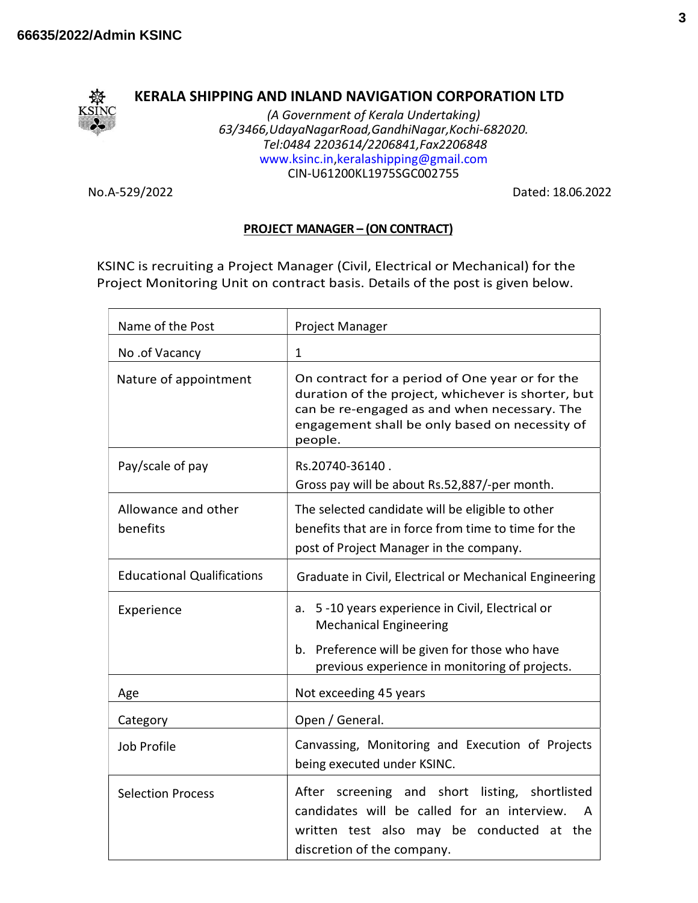# KERALA SHIPPING AND INLAND NAVIGATION CORPORATION LTD

*(A Government of Kerala Undertaking)*
*63/3466,UdayaNagarRoad,GandhiNagar,Kochi-682020.*
*Tel:0484 2203614/2206841,Fax2206848*
www.ksinc.in,keralashipping@gmail.com
CIN-U61200KL1975SGC002755

No.A-529/2022 Dated: 18.06.2022

## PROJECT MANAGER – (ON CONTRACT)

KSINC is recruiting a Project Manager (Civil, Electrical or Mechanical) for the Project Monitoring Unit on contract basis. Details of the post is given below.

| Name of the Post | Project Manager |
|---|---|
| No .of Vacancy | 1 |
| Nature of appointment | On contract for a period of One year or for the duration of the project, whichever is shorter, but can be re-engaged as and when necessary. The engagement shall be only based on necessity of people. |
| Pay/scale of pay | Rs.20740-36140 .<br>Gross pay will be about Rs.52,887/-per month. |
| Allowance and other benefits | The selected candidate will be eligible to other benefits that are in force from time to time for the post of Project Manager in the company. |
| Educational Qualifications | Graduate in Civil, Electrical or Mechanical Engineering |
| Experience | a. 5 -10 years experience in Civil, Electrical or Mechanical Engineering<br>b. Preference will be given for those who have previous experience in monitoring of projects. |
| Age | Not exceeding 45 years |
| Category | Open / General. |
| Job Profile | Canvassing, Monitoring and Execution of Projects being executed under KSINC. |
| Selection Process | After screening and short listing, shortlisted candidates will be called for an interview. A written test also may be conducted at the discretion of the company. |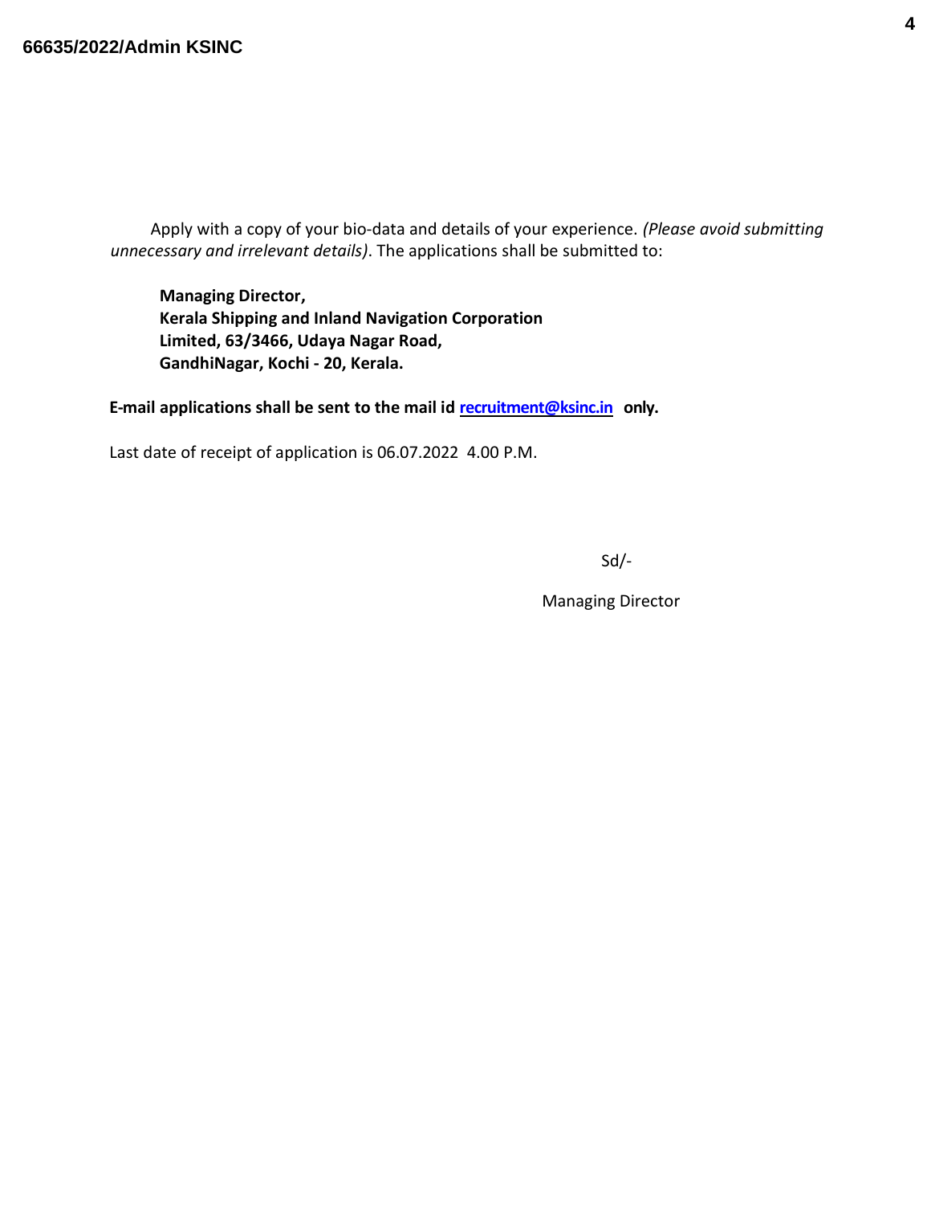Apply with a copy of your bio-data and details of your experience. *(Please avoid submitting unnecessary and irrelevant details)*. The applications shall be submitted to:

**Managing Director,**
**Kerala Shipping and Inland Navigation Corporation**
**Limited, 63/3466, Udaya Nagar Road,**
**GandhiNagar, Kochi - 20, Kerala.**

**E-mail applications shall be sent to the mail id recruitment@ksinc.in only.**

Last date of receipt of application is 06.07.2022 4.00 P.M.

Sd/-

Managing Director